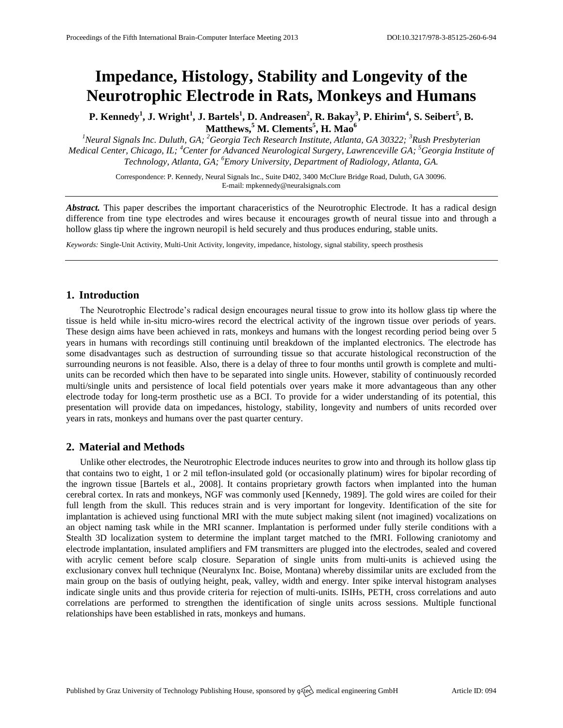# Impedance, Histology, Stability and Longevity of the Neurotrophic Electrode in Rats, Monkeys and Humans

**P. Kennedy[1], J. Wright[1], J. Bartels[1], D. Andreasen[2], R. Bakay[3], P. Ehirim[4], S. Seibert[5], B. Matthews,[5] M. Clements[5], H. Mao[6]**

*[1]Neural Signals Inc. Duluth, GA; [2]Georgia Tech Research Institute, Atlanta, GA 30322; [3]Rush Presbyterian Medical Center, Chicago, IL; [4]Center for Advanced Neurological Surgery, Lawrenceville GA; [5]Georgia Institute of Technology, Atlanta, GA; [6]Emory University, Department of Radiology, Atlanta, GA.*

Correspondence: P. Kennedy, Neural Signals Inc., Suite D402, 3400 McClure Bridge Road, Duluth, GA 30096.
E-mail: mpkennedy@neuralsignals.com

***Abstract.*** This paper describes the important characeristics of the Neurotrophic Electrode. It has a radical design difference from tine type electrodes and wires because it encourages growth of neural tissue into and through a hollow glass tip where the ingrown neuropil is held securely and thus produces enduring, stable units.

*Keywords:* Single-Unit Activity, Multi-Unit Activity, longevity, impedance, histology, signal stability, speech prosthesis

## 1. Introduction

The Neurotrophic Electrode's radical design encourages neural tissue to grow into its hollow glass tip where the tissue is held while in-situ micro-wires record the electrical activity of the ingrown tissue over periods of years. These design aims have been achieved in rats, monkeys and humans with the longest recording period being over 5 years in humans with recordings still continuing until breakdown of the implanted electronics. The electrode has some disadvantages such as destruction of surrounding tissue so that accurate histological reconstruction of the surrounding neurons is not feasible. Also, there is a delay of three to four months until growth is complete and multi-units can be recorded which then have to be separated into single units. However, stability of continuously recorded multi/single units and persistence of local field potentials over years make it more advantageous than any other electrode today for long-term prosthetic use as a BCI. To provide for a wider understanding of its potential, this presentation will provide data on impedances, histology, stability, longevity and numbers of units recorded over years in rats, monkeys and humans over the past quarter century.

## 2. Material and Methods

Unlike other electrodes, the Neurotrophic Electrode induces neurites to grow into and through its hollow glass tip that contains two to eight, 1 or 2 mil teflon-insulated gold (or occasionally platinum) wires for bipolar recording of the ingrown tissue [Bartels et al., 2008]. It contains proprietary growth factors when implanted into the human cerebral cortex. In rats and monkeys, NGF was commonly used [Kennedy, 1989]. The gold wires are coiled for their full length from the skull. This reduces strain and is very important for longevity. Identification of the site for implantation is achieved using functional MRI with the mute subject making silent (not imagined) vocalizations on an object naming task while in the MRI scanner. Implantation is performed under fully sterile conditions with a Stealth 3D localization system to determine the implant target matched to the fMRI. Following craniotomy and electrode implantation, insulated amplifiers and FM transmitters are plugged into the electrodes, sealed and covered with acrylic cement before scalp closure. Separation of single units from multi-units is achieved using the exclusionary convex hull technique (Neuralynx Inc. Boise, Montana) whereby dissimilar units are excluded from the main group on the basis of outlying height, peak, valley, width and energy. Inter spike interval histogram analyses indicate single units and thus provide criteria for rejection of multi-units. ISIHs, PETH, cross correlations and auto correlations are performed to strengthen the identification of single units across sessions. Multiple functional relationships have been established in rats, monkeys and humans.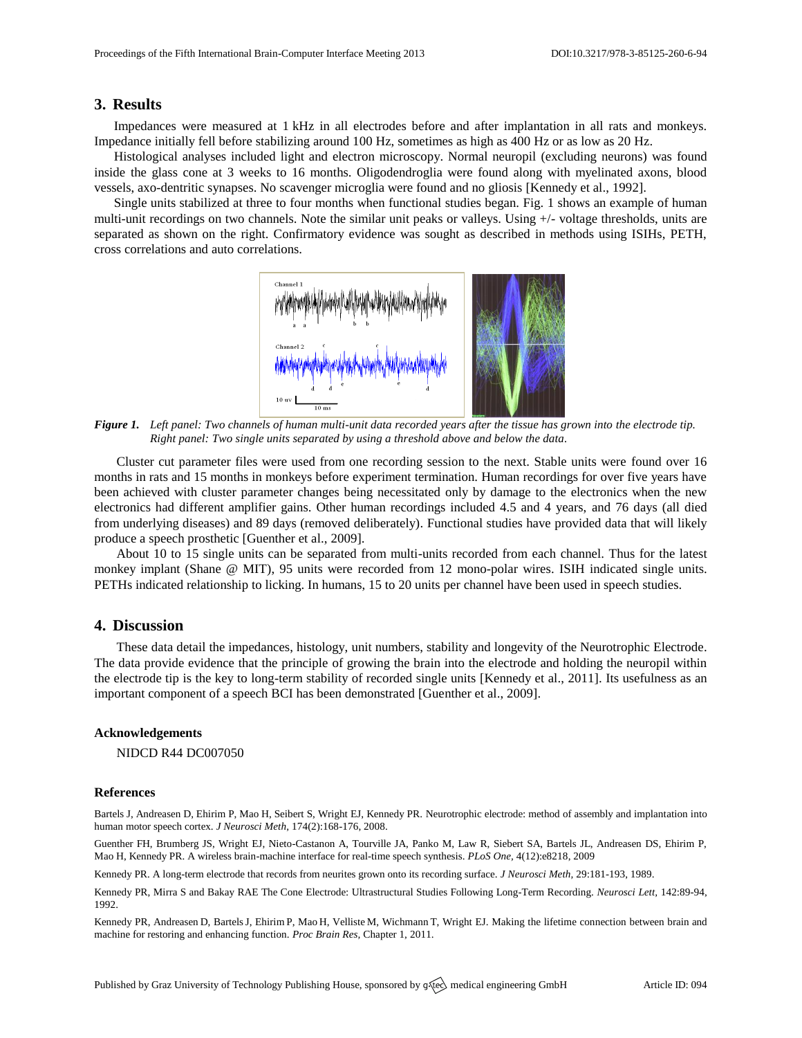## 3. Results

Impedances were measured at 1 kHz in all electrodes before and after implantation in all rats and monkeys. Impedance initially fell before stabilizing around 100 Hz, sometimes as high as 400 Hz or as low as 20 Hz.

Histological analyses included light and electron microscopy. Normal neuropil (excluding neurons) was found inside the glass cone at 3 weeks to 16 months. Oligodendroglia were found along with myelinated axons, blood vessels, axo-dentritic synapses. No scavenger microglia were found and no gliosis [Kennedy et al., 1992].

Single units stabilized at three to four months when functional studies began. Fig. 1 shows an example of human multi-unit recordings on two channels. Note the similar unit peaks or valleys. Using +/- voltage thresholds, units are separated as shown on the right. Confirmatory evidence was sought as described in methods using ISIHs, PETH, cross correlations and auto correlations.

Channel 1

a a b b

Channel 2

c c

d d e d

10 uv

10 ms

***Figure 1.*** *Left panel: Two channels of human multi-unit data recorded years after the tissue has grown into the electrode tip. Right panel: Two single units separated by using a threshold above and below the data.*

Cluster cut parameter files were used from one recording session to the next. Stable units were found over 16 months in rats and 15 months in monkeys before experiment termination. Human recordings for over five years have been achieved with cluster parameter changes being necessitated only by damage to the electronics when the new electronics had different amplifier gains. Other human recordings included 4.5 and 4 years, and 76 days (all died from underlying diseases) and 89 days (removed deliberately). Functional studies have provided data that will likely produce a speech prosthetic [Guenther et al., 2009].

About 10 to 15 single units can be separated from multi-units recorded from each channel. Thus for the latest monkey implant (Shane @ MIT), 95 units were recorded from 12 mono-polar wires. ISIH indicated single units. PETHs indicated relationship to licking. In humans, 15 to 20 units per channel have been used in speech studies.

## 4. Discussion

These data detail the impedances, histology, unit numbers, stability and longevity of the Neurotrophic Electrode. The data provide evidence that the principle of growing the brain into the electrode and holding the neuropil within the electrode tip is the key to long-term stability of recorded single units [Kennedy et al., 2011]. Its usefulness as an important component of a speech BCI has been demonstrated [Guenther et al., 2009].

### Acknowledgements

NIDCD R44 DC007050

### References

Bartels J, Andreasen D, Ehirim P, Mao H, Seibert S, Wright EJ, Kennedy PR. Neurotrophic electrode: method of assembly and implantation into human motor speech cortex. *J Neurosci Meth*, 174(2):168-176, 2008.

Guenther FH, Brumberg JS, Wright EJ, Nieto-Castanon A, Tourville JA, Panko M, Law R, Siebert SA, Bartels JL, Andreasen DS, Ehirim P, Mao H, Kennedy PR. A wireless brain-machine interface for real-time speech synthesis. *PLoS One*, 4(12):e8218, 2009

Kennedy PR. A long-term electrode that records from neurites grown onto its recording surface. *J Neurosci Meth*, 29:181-193, 1989.

Kennedy PR, Mirra S and Bakay RAE The Cone Electrode: Ultrastructural Studies Following Long-Term Recording. *Neurosci Lett*, 142:89-94, 1992.

Kennedy PR, Andreasen D, Bartels J, Ehirim P, Mao H, Velliste M, Wichmann T, Wright EJ. Making the lifetime connection between brain and machine for restoring and enhancing function. *Proc Brain Res*, Chapter 1, 2011.